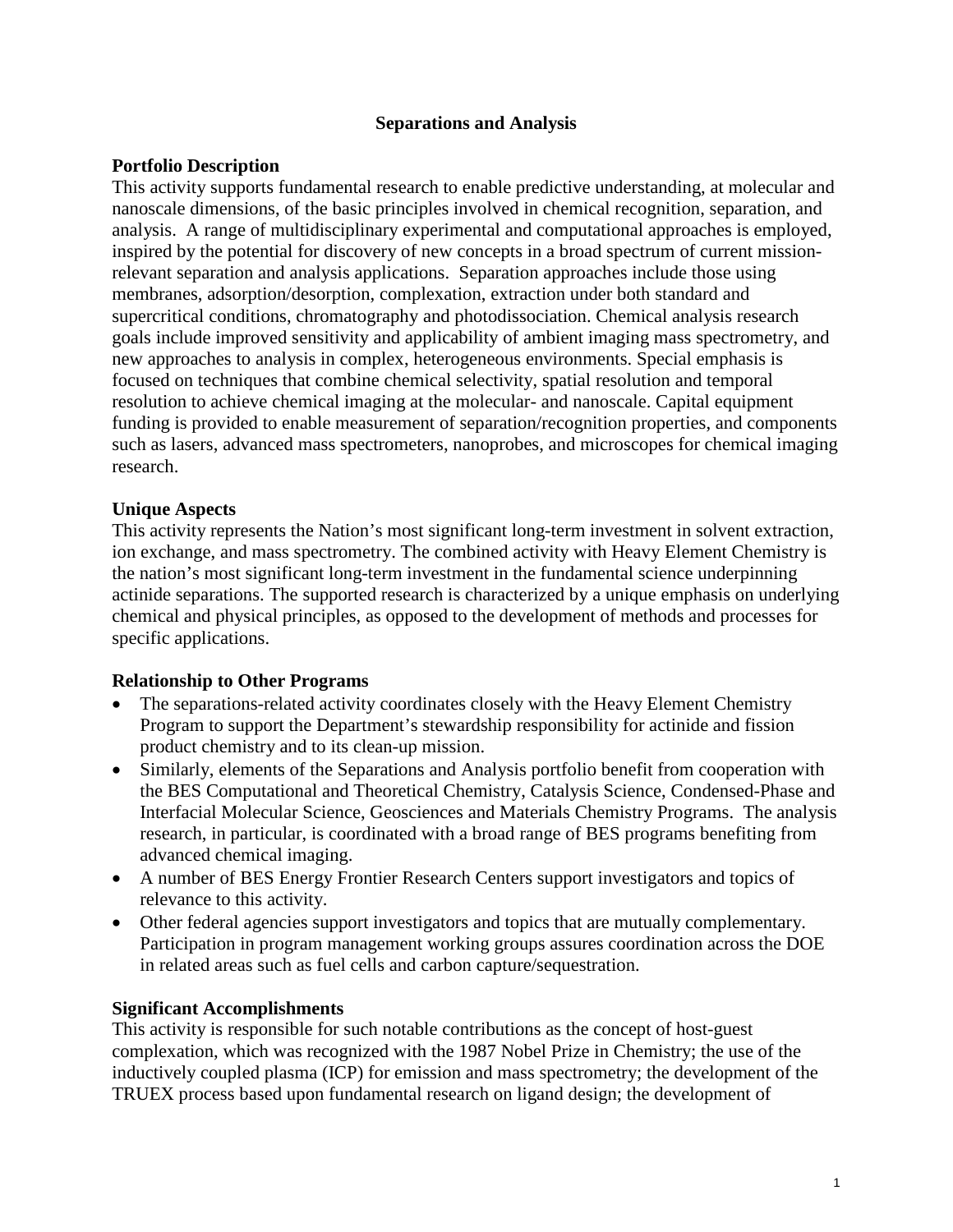# Separations and Analysis

## Portfolio Description

This activity supports fundamental research to enable predictive understanding, at molecular and nanoscale dimensions, of the basic principles involved in chemical recognition, separation, and analysis. A range of multidisciplinary experimental and computational approaches is employed, inspired by the potential for discovery of new concepts in a broad spectrum of current mission-relevant separation and analysis applications. Separation approaches include those using membranes, adsorption/desorption, complexation, extraction under both standard and supercritical conditions, chromatography and photodissociation. Chemical analysis research goals include improved sensitivity and applicability of ambient imaging mass spectrometry, and new approaches to analysis in complex, heterogeneous environments. Special emphasis is focused on techniques that combine chemical selectivity, spatial resolution and temporal resolution to achieve chemical imaging at the molecular- and nanoscale. Capital equipment funding is provided to enable measurement of separation/recognition properties, and components such as lasers, advanced mass spectrometers, nanoprobes, and microscopes for chemical imaging research.

## Unique Aspects

This activity represents the Nation's most significant long-term investment in solvent extraction, ion exchange, and mass spectrometry. The combined activity with Heavy Element Chemistry is the nation's most significant long-term investment in the fundamental science underpinning actinide separations. The supported research is characterized by a unique emphasis on underlying chemical and physical principles, as opposed to the development of methods and processes for specific applications.

## Relationship to Other Programs

- The separations-related activity coordinates closely with the Heavy Element Chemistry Program to support the Department's stewardship responsibility for actinide and fission product chemistry and to its clean-up mission.
- Similarly, elements of the Separations and Analysis portfolio benefit from cooperation with the BES Computational and Theoretical Chemistry, Catalysis Science, Condensed-Phase and Interfacial Molecular Science, Geosciences and Materials Chemistry Programs. The analysis research, in particular, is coordinated with a broad range of BES programs benefiting from advanced chemical imaging.
- A number of BES Energy Frontier Research Centers support investigators and topics of relevance to this activity.
- Other federal agencies support investigators and topics that are mutually complementary. Participation in program management working groups assures coordination across the DOE in related areas such as fuel cells and carbon capture/sequestration.

## Significant Accomplishments

This activity is responsible for such notable contributions as the concept of host-guest complexation, which was recognized with the 1987 Nobel Prize in Chemistry; the use of the inductively coupled plasma (ICP) for emission and mass spectrometry; the development of the TRUEX process based upon fundamental research on ligand design; the development of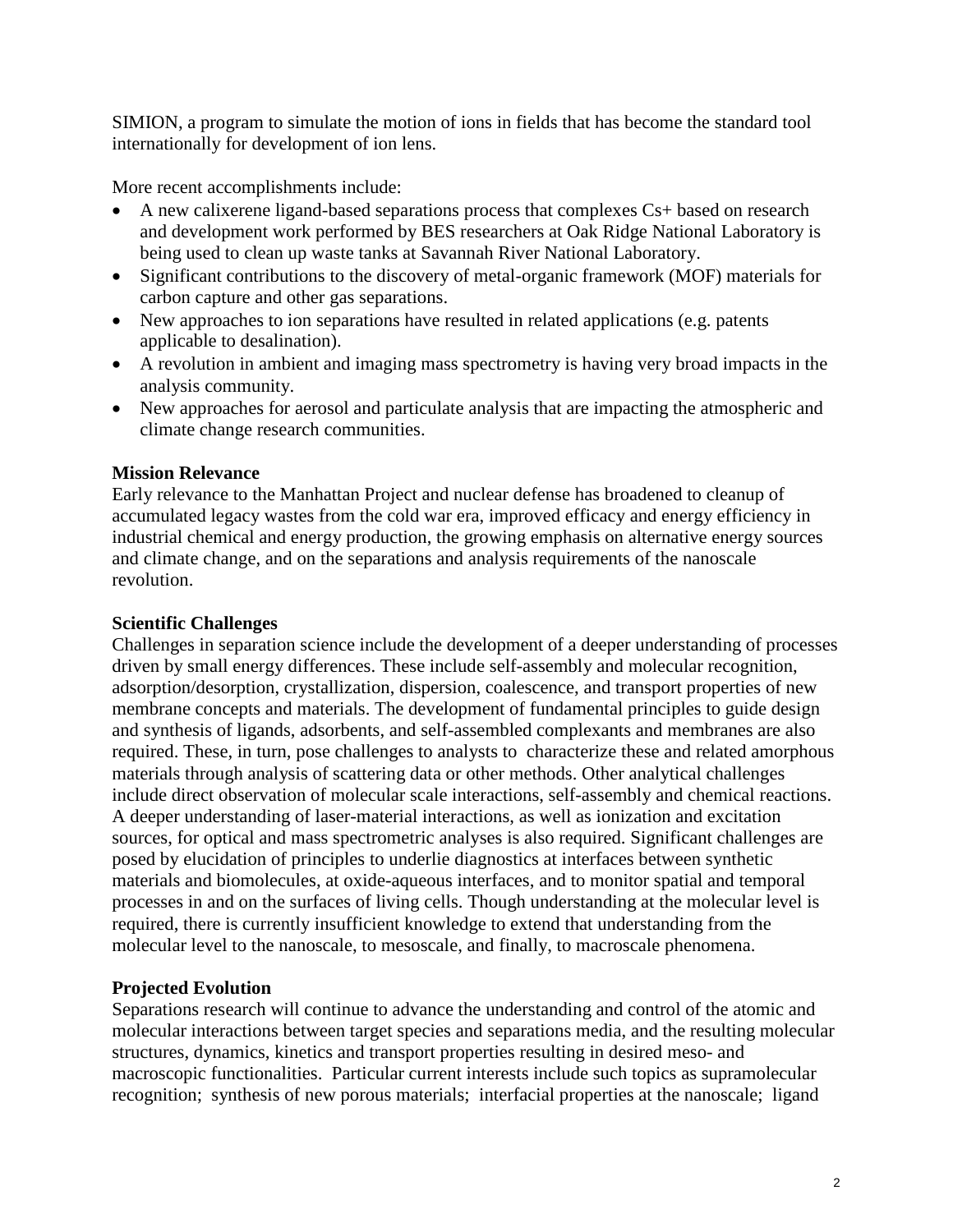SIMION, a program to simulate the motion of ions in fields that has become the standard tool internationally for development of ion lens.

More recent accomplishments include:

- A new calixerene ligand-based separations process that complexes $Cs^+$ based on research and development work performed by BES researchers at Oak Ridge National Laboratory is being used to clean up waste tanks at Savannah River National Laboratory.
- Significant contributions to the discovery of metal-organic framework (MOF) materials for carbon capture and other gas separations.
- New approaches to ion separations have resulted in related applications (e.g. patents applicable to desalination).
- A revolution in ambient and imaging mass spectrometry is having very broad impacts in the analysis community.
- New approaches for aerosol and particulate analysis that are impacting the atmospheric and climate change research communities.

**Mission Relevance**

Early relevance to the Manhattan Project and nuclear defense has broadened to cleanup of accumulated legacy wastes from the cold war era, improved efficacy and energy efficiency in industrial chemical and energy production, the growing emphasis on alternative energy sources and climate change, and on the separations and analysis requirements of the nanoscale revolution.

**Scientific Challenges**

Challenges in separation science include the development of a deeper understanding of processes driven by small energy differences. These include self-assembly and molecular recognition, adsorption/desorption, crystallization, dispersion, coalescence, and transport properties of new membrane concepts and materials. The development of fundamental principles to guide design and synthesis of ligands, adsorbents, and self-assembled complexants and membranes are also required. These, in turn, pose challenges to analysts to characterize these and related amorphous materials through analysis of scattering data or other methods. Other analytical challenges include direct observation of molecular scale interactions, self-assembly and chemical reactions. A deeper understanding of laser-material interactions, as well as ionization and excitation sources, for optical and mass spectrometric analyses is also required. Significant challenges are posed by elucidation of principles to underlie diagnostics at interfaces between synthetic materials and biomolecules, at oxide-aqueous interfaces, and to monitor spatial and temporal processes in and on the surfaces of living cells. Though understanding at the molecular level is required, there is currently insufficient knowledge to extend that understanding from the molecular level to the nanoscale, to mesoscale, and finally, to macroscale phenomena.

**Projected Evolution**

Separations research will continue to advance the understanding and control of the atomic and molecular interactions between target species and separations media, and the resulting molecular structures, dynamics, kinetics and transport properties resulting in desired meso- and macroscopic functionalities. Particular current interests include such topics as supramolecular recognition; synthesis of new porous materials; interfacial properties at the nanoscale; ligand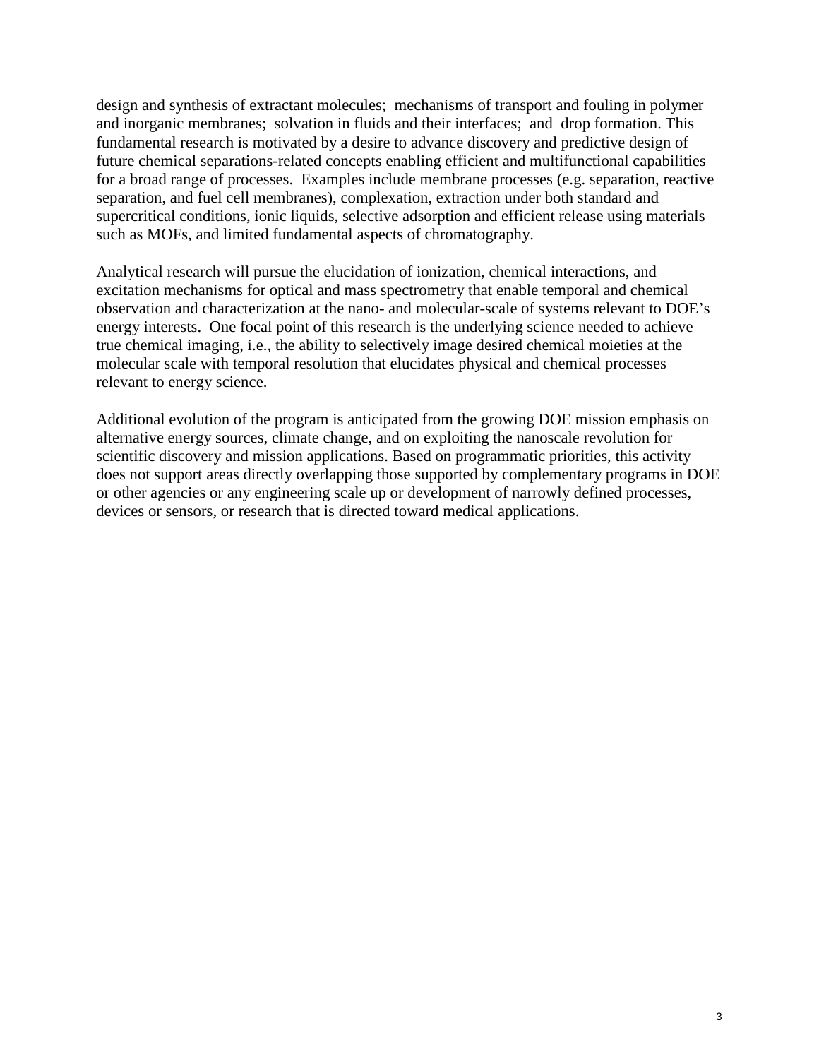design and synthesis of extractant molecules; mechanisms of transport and fouling in polymer and inorganic membranes; solvation in fluids and their interfaces; and drop formation. This fundamental research is motivated by a desire to advance discovery and predictive design of future chemical separations-related concepts enabling efficient and multifunctional capabilities for a broad range of processes. Examples include membrane processes (e.g. separation, reactive separation, and fuel cell membranes), complexation, extraction under both standard and supercritical conditions, ionic liquids, selective adsorption and efficient release using materials such as MOFs, and limited fundamental aspects of chromatography.

Analytical research will pursue the elucidation of ionization, chemical interactions, and excitation mechanisms for optical and mass spectrometry that enable temporal and chemical observation and characterization at the nano- and molecular-scale of systems relevant to DOE's energy interests. One focal point of this research is the underlying science needed to achieve true chemical imaging, i.e., the ability to selectively image desired chemical moieties at the molecular scale with temporal resolution that elucidates physical and chemical processes relevant to energy science.

Additional evolution of the program is anticipated from the growing DOE mission emphasis on alternative energy sources, climate change, and on exploiting the nanoscale revolution for scientific discovery and mission applications. Based on programmatic priorities, this activity does not support areas directly overlapping those supported by complementary programs in DOE or other agencies or any engineering scale up or development of narrowly defined processes, devices or sensors, or research that is directed toward medical applications.